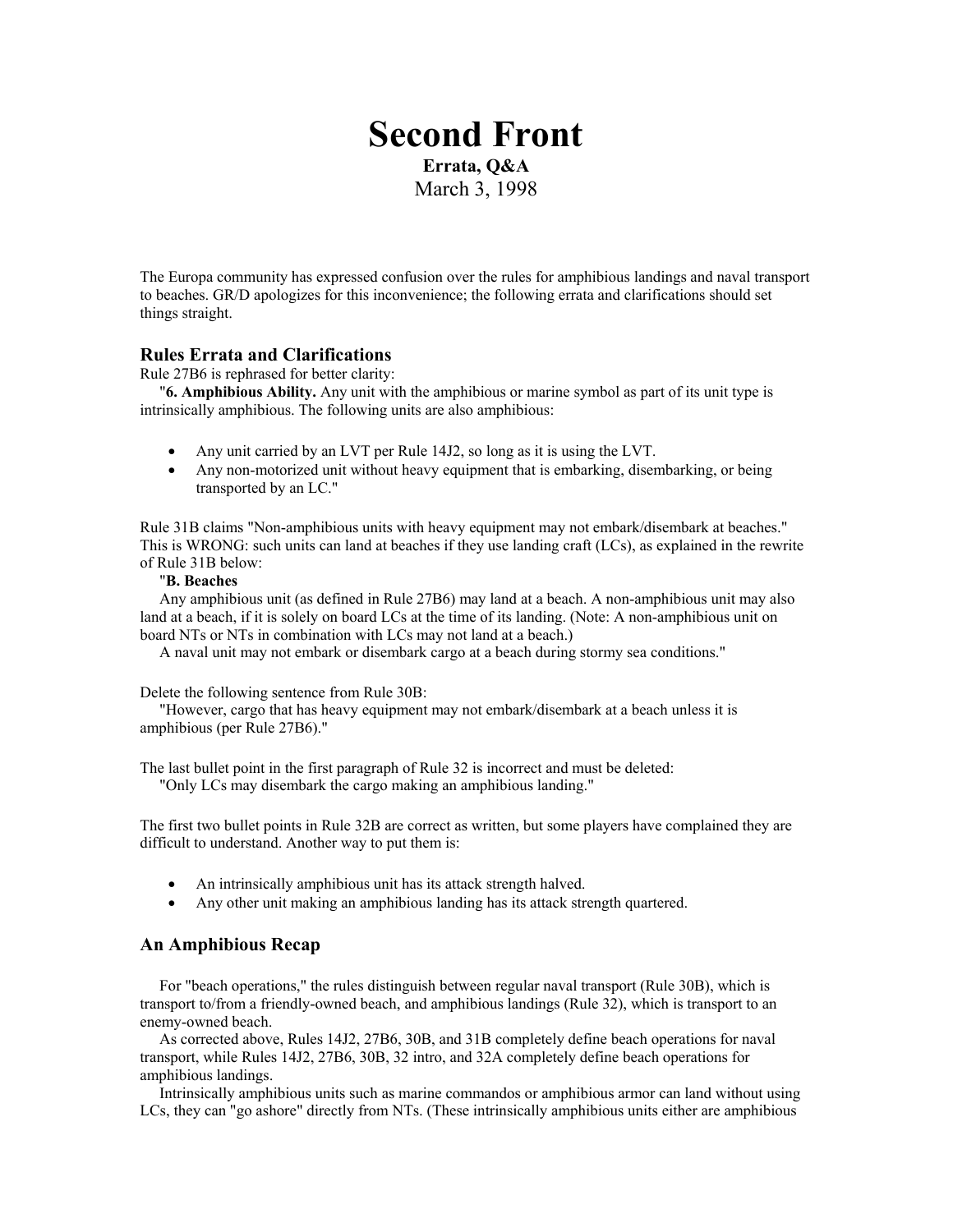# Second Front

**Errata, Q&A**

March 3, 1998

The Europa community has expressed confusion over the rules for amphibious landings and naval transport to beaches. GR/D apologizes for this inconvenience; the following errata and clarifications should set things straight.

## Rules Errata and Clarifications

Rule 27B6 is rephrased for better clarity:

"**6. Amphibious Ability.** Any unit with the amphibious or marine symbol as part of its unit type is intrinsically amphibious. The following units are also amphibious:

- Any unit carried by an LVT per Rule 14J2, so long as it is using the LVT.
- Any non-motorized unit without heavy equipment that is embarking, disembarking, or being transported by an LC."

Rule 31B claims "Non-amphibious units with heavy equipment may not embark/disembark at beaches." This is WRONG: such units can land at beaches if they use landing craft (LCs), as explained in the rewrite of Rule 31B below:

"**B. Beaches**

Any amphibious unit (as defined in Rule 27B6) may land at a beach. A non-amphibious unit may also land at a beach, if it is solely on board LCs at the time of its landing. (Note: A non-amphibious unit on board NTs or NTs in combination with LCs may not land at a beach.)

A naval unit may not embark or disembark cargo at a beach during stormy sea conditions."

Delete the following sentence from Rule 30B:

"However, cargo that has heavy equipment may not embark/disembark at a beach unless it is amphibious (per Rule 27B6)."

The last bullet point in the first paragraph of Rule 32 is incorrect and must be deleted:

"Only LCs may disembark the cargo making an amphibious landing."

The first two bullet points in Rule 32B are correct as written, but some players have complained they are difficult to understand. Another way to put them is:

- An intrinsically amphibious unit has its attack strength halved.
- Any other unit making an amphibious landing has its attack strength quartered.

## An Amphibious Recap

For "beach operations," the rules distinguish between regular naval transport (Rule 30B), which is transport to/from a friendly-owned beach, and amphibious landings (Rule 32), which is transport to an enemy-owned beach.

As corrected above, Rules 14J2, 27B6, 30B, and 31B completely define beach operations for naval transport, while Rules 14J2, 27B6, 30B, 32 intro, and 32A completely define beach operations for amphibious landings.

Intrinsically amphibious units such as marine commandos or amphibious armor can land without using LCs, they can "go ashore" directly from NTs. (These intrinsically amphibious units either are amphibious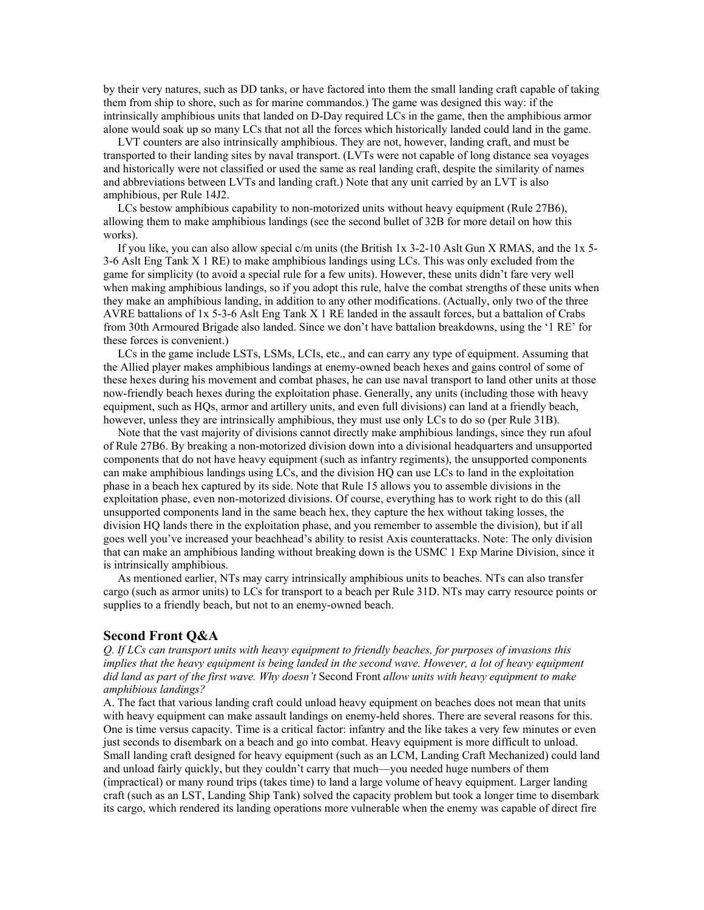by their very natures, such as DD tanks, or have factored into them the small landing craft capable of taking them from ship to shore, such as for marine commandos.) The game was designed this way: if the intrinsically amphibious units that landed on D-Day required LCs in the game, then the amphibious armor alone would soak up so many LCs that not all the forces which historically landed could land in the game.

LVT counters are also intrinsically amphibious. They are not, however, landing craft, and must be transported to their landing sites by naval transport. (LVTs were not capable of long distance sea voyages and historically were not classified or used the same as real landing craft, despite the similarity of names and abbreviations between LVTs and landing craft.) Note that any unit carried by an LVT is also amphibious, per Rule 14J2.

LCs bestow amphibious capability to non-motorized units without heavy equipment (Rule 27B6), allowing them to make amphibious landings (see the second bullet of 32B for more detail on how this works).

If you like, you can also allow special c/m units (the British 1x 3-2-10 Aslt Gun X RMAS, and the 1x 5-3-6 Aslt Eng Tank X 1 RE) to make amphibious landings using LCs. This was only excluded from the game for simplicity (to avoid a special rule for a few units). However, these units didn't fare very well when making amphibious landings, so if you adopt this rule, halve the combat strengths of these units when they make an amphibious landing, in addition to any other modifications. (Actually, only two of the three AVRE battalions of 1x 5-3-6 Aslt Eng Tank X 1 RE landed in the assault forces, but a battalion of Crabs from 30th Armoured Brigade also landed. Since we don't have battalion breakdowns, using the '1 RE' for these forces is convenient.)

LCs in the game include LSTs, LSMs, LCIs, etc., and can carry any type of equipment. Assuming that the Allied player makes amphibious landings at enemy-owned beach hexes and gains control of some of these hexes during his movement and combat phases, he can use naval transport to land other units at those now-friendly beach hexes during the exploitation phase. Generally, any units (including those with heavy equipment, such as HQs, armor and artillery units, and even full divisions) can land at a friendly beach, however, unless they are intrinsically amphibious, they must use only LCs to do so (per Rule 31B).

Note that the vast majority of divisions cannot directly make amphibious landings, since they run afoul of Rule 27B6. By breaking a non-motorized division down into a divisional headquarters and unsupported components that do not have heavy equipment (such as infantry regiments), the unsupported components can make amphibious landings using LCs, and the division HQ can use LCs to land in the exploitation phase in a beach hex captured by its side. Note that Rule 15 allows you to assemble divisions in the exploitation phase, even non-motorized divisions. Of course, everything has to work right to do this (all unsupported components land in the same beach hex, they capture the hex without taking losses, the division HQ lands there in the exploitation phase, and you remember to assemble the division), but if all goes well you've increased your beachhead's ability to resist Axis counterattacks. Note: The only division that can make an amphibious landing without breaking down is the USMC 1 Exp Marine Division, since it is intrinsically amphibious.

As mentioned earlier, NTs may carry intrinsically amphibious units to beaches. NTs can also transfer cargo (such as armor units) to LCs for transport to a beach per Rule 31D. NTs may carry resource points or supplies to a friendly beach, but not to an enemy-owned beach.

## Second Front Q&A

*Q. If LCs can transport units with heavy equipment to friendly beaches, for purposes of invasions this implies that the heavy equipment is being landed in the second wave. However, a lot of heavy equipment did land as part of the first wave. Why doesn't* Second Front *allow units with heavy equipment to make amphibious landings?*

A. The fact that various landing craft could unload heavy equipment on beaches does not mean that units with heavy equipment can make assault landings on enemy-held shores. There are several reasons for this. One is time versus capacity. Time is a critical factor: infantry and the like takes a very few minutes or even just seconds to disembark on a beach and go into combat. Heavy equipment is more difficult to unload. Small landing craft designed for heavy equipment (such as an LCM, Landing Craft Mechanized) could land and unload fairly quickly, but they couldn't carry that much—you needed huge numbers of them (impractical) or many round trips (takes time) to land a large volume of heavy equipment. Larger landing craft (such as an LST, Landing Ship Tank) solved the capacity problem but took a longer time to disembark its cargo, which rendered its landing operations more vulnerable when the enemy was capable of direct fire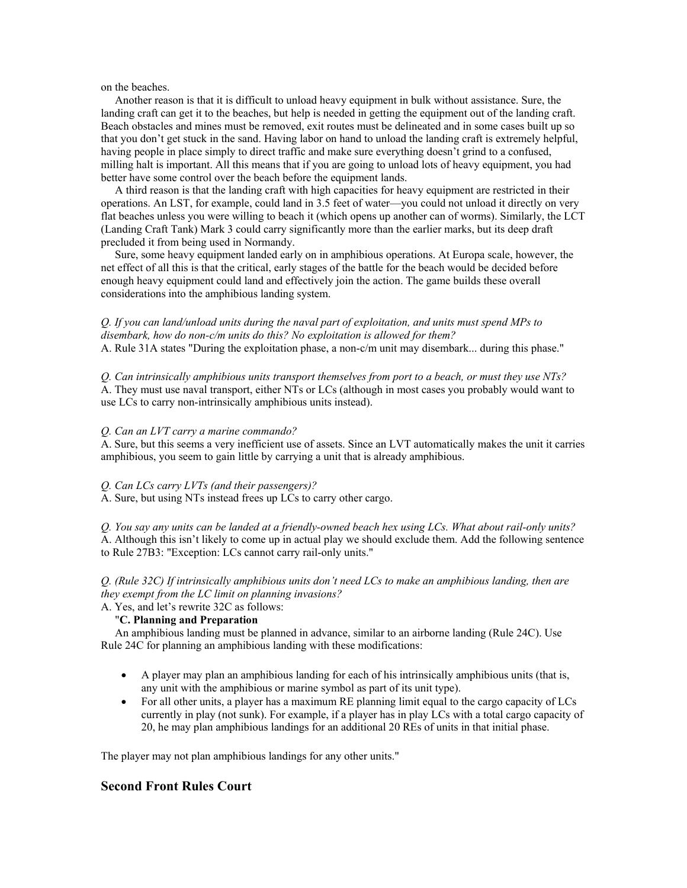on the beaches.

Another reason is that it is difficult to unload heavy equipment in bulk without assistance. Sure, the landing craft can get it to the beaches, but help is needed in getting the equipment out of the landing craft. Beach obstacles and mines must be removed, exit routes must be delineated and in some cases built up so that you don't get stuck in the sand. Having labor on hand to unload the landing craft is extremely helpful, having people in place simply to direct traffic and make sure everything doesn't grind to a confused, milling halt is important. All this means that if you are going to unload lots of heavy equipment, you had better have some control over the beach before the equipment lands.

A third reason is that the landing craft with high capacities for heavy equipment are restricted in their operations. An LST, for example, could land in 3.5 feet of water—you could not unload it directly on very flat beaches unless you were willing to beach it (which opens up another can of worms). Similarly, the LCT (Landing Craft Tank) Mark 3 could carry significantly more than the earlier marks, but its deep draft precluded it from being used in Normandy.

Sure, some heavy equipment landed early on in amphibious operations. At Europa scale, however, the net effect of all this is that the critical, early stages of the battle for the beach would be decided before enough heavy equipment could land and effectively join the action. The game builds these overall considerations into the amphibious landing system.

*Q. If you can land/unload units during the naval part of exploitation, and units must spend MPs to disembark, how do non-c/m units do this? No exploitation is allowed for them?*
A. Rule 31A states "During the exploitation phase, a non-c/m unit may disembark... during this phase."

*Q. Can intrinsically amphibious units transport themselves from port to a beach, or must they use NTs?*
A. They must use naval transport, either NTs or LCs (although in most cases you probably would want to use LCs to carry non-intrinsically amphibious units instead).

*Q. Can an LVT carry a marine commando?*
A. Sure, but this seems a very inefficient use of assets. Since an LVT automatically makes the unit it carries amphibious, you seem to gain little by carrying a unit that is already amphibious.

*Q. Can LCs carry LVTs (and their passengers)?*
A. Sure, but using NTs instead frees up LCs to carry other cargo.

*Q. You say any units can be landed at a friendly-owned beach hex using LCs. What about rail-only units?*
A. Although this isn't likely to come up in actual play we should exclude them. Add the following sentence to Rule 27B3: "Exception: LCs cannot carry rail-only units."

*Q. (Rule 32C) If intrinsically amphibious units don't need LCs to make an amphibious landing, then are they exempt from the LC limit on planning invasions?*
A. Yes, and let's rewrite 32C as follows:

"**C. Planning and Preparation**

An amphibious landing must be planned in advance, similar to an airborne landing (Rule 24C). Use Rule 24C for planning an amphibious landing with these modifications:

- A player may plan an amphibious landing for each of his intrinsically amphibious units (that is, any unit with the amphibious or marine symbol as part of its unit type).
- For all other units, a player has a maximum RE planning limit equal to the cargo capacity of LCs currently in play (not sunk). For example, if a player has in play LCs with a total cargo capacity of 20, he may plan amphibious landings for an additional 20 REs of units in that initial phase.

The player may not plan amphibious landings for any other units."

## Second Front Rules Court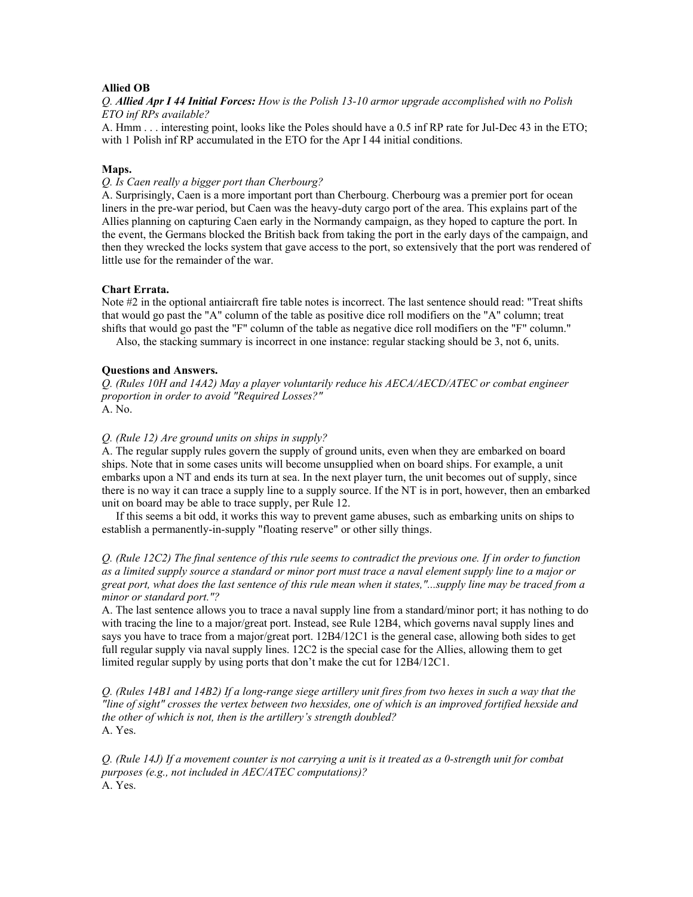**Allied OB**

*Q.* ***Allied Apr I 44 Initial Forces:*** *How is the Polish 13-10 armor upgrade accomplished with no Polish ETO inf RPs available?*

A. Hmm . . . interesting point, looks like the Poles should have a 0.5 inf RP rate for Jul-Dec 43 in the ETO; with 1 Polish inf RP accumulated in the ETO for the Apr I 44 initial conditions.

**Maps.**

*Q. Is Caen really a bigger port than Cherbourg?*

A. Surprisingly, Caen is a more important port than Cherbourg. Cherbourg was a premier port for ocean liners in the pre-war period, but Caen was the heavy-duty cargo port of the area. This explains part of the Allies planning on capturing Caen early in the Normandy campaign, as they hoped to capture the port. In the event, the Germans blocked the British back from taking the port in the early days of the campaign, and then they wrecked the locks system that gave access to the port, so extensively that the port was rendered of little use for the remainder of the war.

**Chart Errata.**

Note #2 in the optional antiaircraft fire table notes is incorrect. The last sentence should read: "Treat shifts that would go past the "A" column of the table as positive dice roll modifiers on the "A" column; treat shifts that would go past the "F" column of the table as negative dice roll modifiers on the "F" column."

Also, the stacking summary is incorrect in one instance: regular stacking should be 3, not 6, units.

**Questions and Answers.**

*Q. (Rules 10H and 14A2) May a player voluntarily reduce his AECA/AECD/ATEC or combat engineer proportion in order to avoid "Required Losses?"*

A. No.

*Q. (Rule 12) Are ground units on ships in supply?*

A. The regular supply rules govern the supply of ground units, even when they are embarked on board ships. Note that in some cases units will become unsupplied when on board ships. For example, a unit embarks upon a NT and ends its turn at sea. In the next player turn, the unit becomes out of supply, since there is no way it can trace a supply line to a supply source. If the NT is in port, however, then an embarked unit on board may be able to trace supply, per Rule 12.

If this seems a bit odd, it works this way to prevent game abuses, such as embarking units on ships to establish a permanently-in-supply "floating reserve" or other silly things.

*Q. (Rule 12C2) The final sentence of this rule seems to contradict the previous one. If in order to function as a limited supply source a standard or minor port must trace a naval element supply line to a major or great port, what does the last sentence of this rule mean when it states,"...supply line may be traced from a minor or standard port."?*

A. The last sentence allows you to trace a naval supply line from a standard/minor port; it has nothing to do with tracing the line to a major/great port. Instead, see Rule 12B4, which governs naval supply lines and says you have to trace from a major/great port. 12B4/12C1 is the general case, allowing both sides to get full regular supply via naval supply lines. 12C2 is the special case for the Allies, allowing them to get limited regular supply by using ports that don't make the cut for 12B4/12C1.

*Q. (Rules 14B1 and 14B2) If a long-range siege artillery unit fires from two hexes in such a way that the "line of sight" crosses the vertex between two hexsides, one of which is an improved fortified hexside and the other of which is not, then is the artillery's strength doubled?*

A. Yes.

*Q. (Rule 14J) If a movement counter is not carrying a unit is it treated as a 0-strength unit for combat purposes (e.g., not included in AEC/ATEC computations)?*

A. Yes.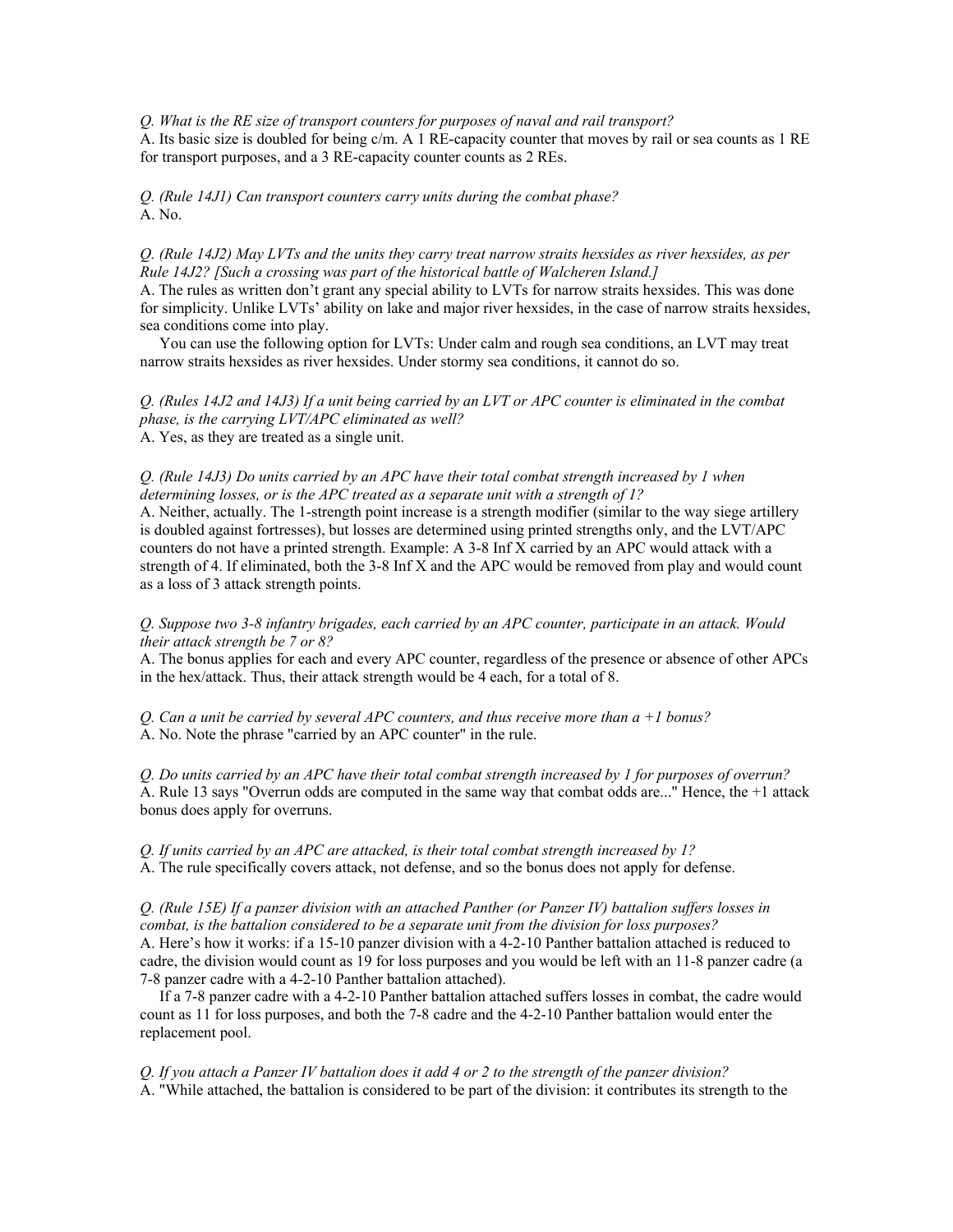*Q. What is the RE size of transport counters for purposes of naval and rail transport?*
A. Its basic size is doubled for being c/m. A 1 RE-capacity counter that moves by rail or sea counts as 1 RE for transport purposes, and a 3 RE-capacity counter counts as 2 REs.

*Q. (Rule 14J1) Can transport counters carry units during the combat phase?*
A. No.

*Q. (Rule 14J2) May LVTs and the units they carry treat narrow straits hexsides as river hexsides, as per Rule 14J2? [Such a crossing was part of the historical battle of Walcheren Island.]*
A. The rules as written don't grant any special ability to LVTs for narrow straits hexsides. This was done for simplicity. Unlike LVTs' ability on lake and major river hexsides, in the case of narrow straits hexsides, sea conditions come into play.

You can use the following option for LVTs: Under calm and rough sea conditions, an LVT may treat narrow straits hexsides as river hexsides. Under stormy sea conditions, it cannot do so.

*Q. (Rules 14J2 and 14J3) If a unit being carried by an LVT or APC counter is eliminated in the combat phase, is the carrying LVT/APC eliminated as well?*
A. Yes, as they are treated as a single unit.

*Q. (Rule 14J3) Do units carried by an APC have their total combat strength increased by 1 when determining losses, or is the APC treated as a separate unit with a strength of 1?*
A. Neither, actually. The 1-strength point increase is a strength modifier (similar to the way siege artillery is doubled against fortresses), but losses are determined using printed strengths only, and the LVT/APC counters do not have a printed strength. Example: A 3-8 Inf X carried by an APC would attack with a strength of 4. If eliminated, both the 3-8 Inf X and the APC would be removed from play and would count as a loss of 3 attack strength points.

*Q. Suppose two 3-8 infantry brigades, each carried by an APC counter, participate in an attack. Would their attack strength be 7 or 8?*
A. The bonus applies for each and every APC counter, regardless of the presence or absence of other APCs in the hex/attack. Thus, their attack strength would be 4 each, for a total of 8.

*Q. Can a unit be carried by several APC counters, and thus receive more than a +1 bonus?*
A. No. Note the phrase "carried by an APC counter" in the rule.

*Q. Do units carried by an APC have their total combat strength increased by 1 for purposes of overrun?*
A. Rule 13 says "Overrun odds are computed in the same way that combat odds are..." Hence, the +1 attack bonus does apply for overruns.

*Q. If units carried by an APC are attacked, is their total combat strength increased by 1?*
A. The rule specifically covers attack, not defense, and so the bonus does not apply for defense.

*Q. (Rule 15E) If a panzer division with an attached Panther (or Panzer IV) battalion suffers losses in combat, is the battalion considered to be a separate unit from the division for loss purposes?*
A. Here's how it works: if a 15-10 panzer division with a 4-2-10 Panther battalion attached is reduced to cadre, the division would count as 19 for loss purposes and you would be left with an 11-8 panzer cadre (a 7-8 panzer cadre with a 4-2-10 Panther battalion attached).

If a 7-8 panzer cadre with a 4-2-10 Panther battalion attached suffers losses in combat, the cadre would count as 11 for loss purposes, and both the 7-8 cadre and the 4-2-10 Panther battalion would enter the replacement pool.

*Q. If you attach a Panzer IV battalion does it add 4 or 2 to the strength of the panzer division?*
A. "While attached, the battalion is considered to be part of the division: it contributes its strength to the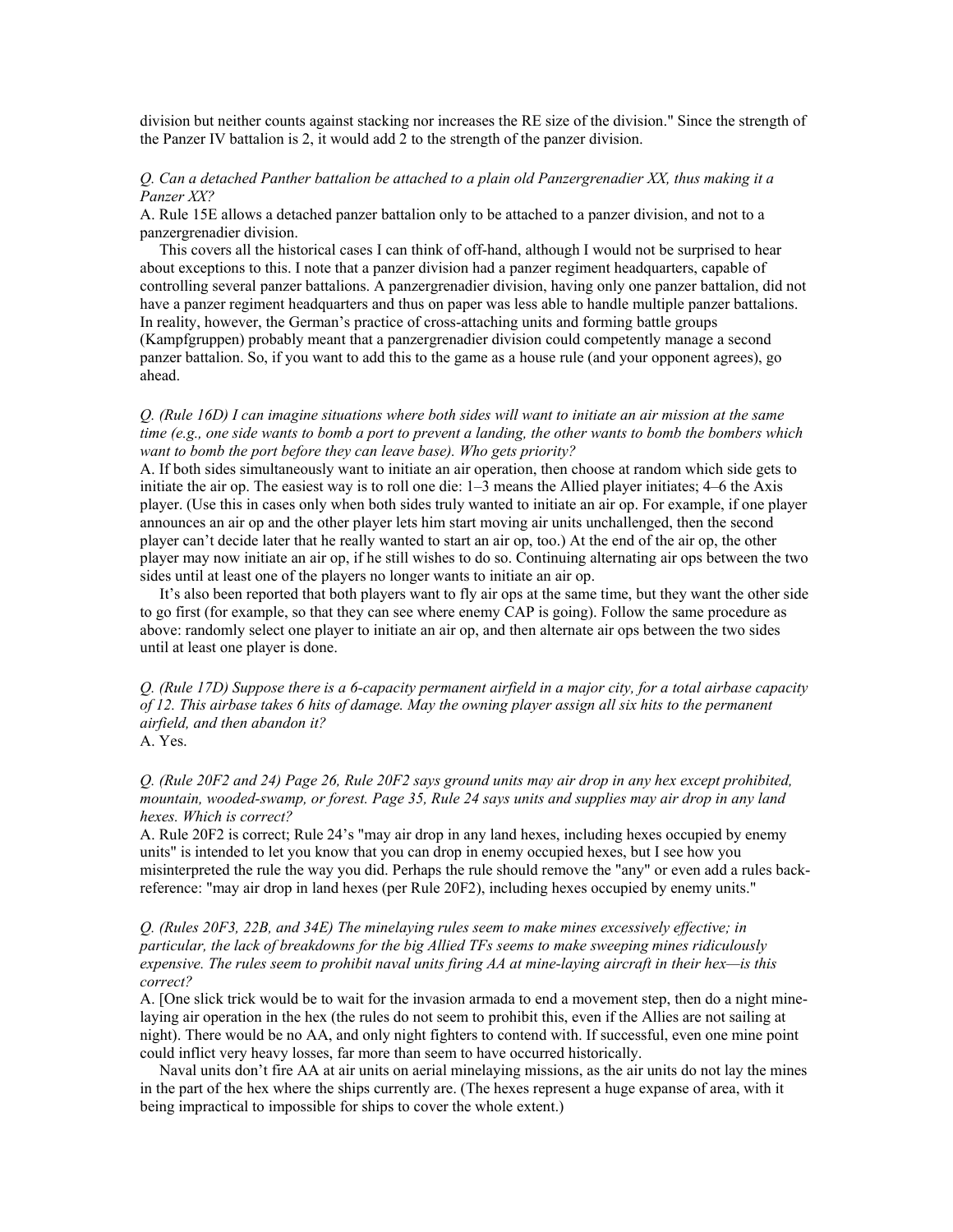division but neither counts against stacking nor increases the RE size of the division." Since the strength of the Panzer IV battalion is 2, it would add 2 to the strength of the panzer division.

*Q. Can a detached Panther battalion be attached to a plain old Panzergrenadier XX, thus making it a Panzer XX?*

A. Rule 15E allows a detached panzer battalion only to be attached to a panzer division, and not to a panzergrenadier division.

This covers all the historical cases I can think of off-hand, although I would not be surprised to hear about exceptions to this. I note that a panzer division had a panzer regiment headquarters, capable of controlling several panzer battalions. A panzergrenadier division, having only one panzer battalion, did not have a panzer regiment headquarters and thus on paper was less able to handle multiple panzer battalions. In reality, however, the German's practice of cross-attaching units and forming battle groups (Kampfgruppen) probably meant that a panzergrenadier division could competently manage a second panzer battalion. So, if you want to add this to the game as a house rule (and your opponent agrees), go ahead.

*Q. (Rule 16D) I can imagine situations where both sides will want to initiate an air mission at the same time (e.g., one side wants to bomb a port to prevent a landing, the other wants to bomb the bombers which want to bomb the port before they can leave base). Who gets priority?*

A. If both sides simultaneously want to initiate an air operation, then choose at random which side gets to initiate the air op. The easiest way is to roll one die: 1–3 means the Allied player initiates; 4–6 the Axis player. (Use this in cases only when both sides truly wanted to initiate an air op. For example, if one player announces an air op and the other player lets him start moving air units unchallenged, then the second player can't decide later that he really wanted to start an air op, too.) At the end of the air op, the other player may now initiate an air op, if he still wishes to do so. Continuing alternating air ops between the two sides until at least one of the players no longer wants to initiate an air op.

It's also been reported that both players want to fly air ops at the same time, but they want the other side to go first (for example, so that they can see where enemy CAP is going). Follow the same procedure as above: randomly select one player to initiate an air op, and then alternate air ops between the two sides until at least one player is done.

*Q. (Rule 17D) Suppose there is a 6-capacity permanent airfield in a major city, for a total airbase capacity of 12. This airbase takes 6 hits of damage. May the owning player assign all six hits to the permanent airfield, and then abandon it?*

A. Yes.

*Q. (Rule 20F2 and 24) Page 26, Rule 20F2 says ground units may air drop in any hex except prohibited, mountain, wooded-swamp, or forest. Page 35, Rule 24 says units and supplies may air drop in any land hexes. Which is correct?*

A. Rule 20F2 is correct; Rule 24's "may air drop in any land hexes, including hexes occupied by enemy units" is intended to let you know that you can drop in enemy occupied hexes, but I see how you misinterpreted the rule the way you did. Perhaps the rule should remove the "any" or even add a rules back-reference: "may air drop in land hexes (per Rule 20F2), including hexes occupied by enemy units."

*Q. (Rules 20F3, 22B, and 34E) The minelaying rules seem to make mines excessively effective; in particular, the lack of breakdowns for the big Allied TFs seems to make sweeping mines ridiculously expensive. The rules seem to prohibit naval units firing AA at mine-laying aircraft in their hex—is this correct?*

A. [One slick trick would be to wait for the invasion armada to end a movement step, then do a night mine-laying air operation in the hex (the rules do not seem to prohibit this, even if the Allies are not sailing at night). There would be no AA, and only night fighters to contend with. If successful, even one mine point could inflict very heavy losses, far more than seem to have occurred historically.

Naval units don't fire AA at air units on aerial minelaying missions, as the air units do not lay the mines in the part of the hex where the ships currently are. (The hexes represent a huge expanse of area, with it being impractical to impossible for ships to cover the whole extent.)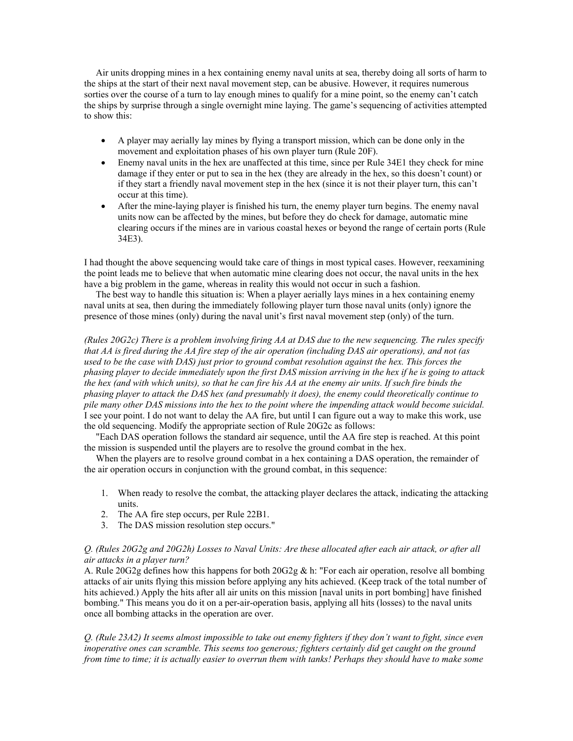Air units dropping mines in a hex containing enemy naval units at sea, thereby doing all sorts of harm to the ships at the start of their next naval movement step, can be abusive. However, it requires numerous sorties over the course of a turn to lay enough mines to qualify for a mine point, so the enemy can't catch the ships by surprise through a single overnight mine laying. The game's sequencing of activities attempted to show this:

- A player may aerially lay mines by flying a transport mission, which can be done only in the movement and exploitation phases of his own player turn (Rule 20F).
- Enemy naval units in the hex are unaffected at this time, since per Rule 34E1 they check for mine damage if they enter or put to sea in the hex (they are already in the hex, so this doesn't count) or if they start a friendly naval movement step in the hex (since it is not their player turn, this can't occur at this time).
- After the mine-laying player is finished his turn, the enemy player turn begins. The enemy naval units now can be affected by the mines, but before they do check for damage, automatic mine clearing occurs if the mines are in various coastal hexes or beyond the range of certain ports (Rule 34E3).

I had thought the above sequencing would take care of things in most typical cases. However, reexamining the point leads me to believe that when automatic mine clearing does not occur, the naval units in the hex have a big problem in the game, whereas in reality this would not occur in such a fashion.

The best way to handle this situation is: When a player aerially lays mines in a hex containing enemy naval units at sea, then during the immediately following player turn those naval units (only) ignore the presence of those mines (only) during the naval unit's first naval movement step (only) of the turn.

*(Rules 20G2c) There is a problem involving firing AA at DAS due to the new sequencing. The rules specify that AA is fired during the AA fire step of the air operation (including DAS air operations), and not (as used to be the case with DAS) just prior to ground combat resolution against the hex. This forces the phasing player to decide immediately upon the first DAS mission arriving in the hex if he is going to attack the hex (and with which units), so that he can fire his AA at the enemy air units. If such fire binds the phasing player to attack the DAS hex (and presumably it does), the enemy could theoretically continue to pile many other DAS missions into the hex to the point where the impending attack would become suicidal.* I see your point. I do not want to delay the AA fire, but until I can figure out a way to make this work, use the old sequencing. Modify the appropriate section of Rule 20G2c as follows:

"Each DAS operation follows the standard air sequence, until the AA fire step is reached. At this point the mission is suspended until the players are to resolve the ground combat in the hex.

When the players are to resolve ground combat in a hex containing a DAS operation, the remainder of the air operation occurs in conjunction with the ground combat, in this sequence:

1. When ready to resolve the combat, the attacking player declares the attack, indicating the attacking units.
2. The AA fire step occurs, per Rule 22B1.
3. The DAS mission resolution step occurs."

*Q. (Rules 20G2g and 20G2h) Losses to Naval Units: Are these allocated after each air attack, or after all air attacks in a player turn?*

A. Rule 20G2g defines how this happens for both 20G2g & h: "For each air operation, resolve all bombing attacks of air units flying this mission before applying any hits achieved. (Keep track of the total number of hits achieved.) Apply the hits after all air units on this mission [naval units in port bombing] have finished bombing." This means you do it on a per-air-operation basis, applying all hits (losses) to the naval units once all bombing attacks in the operation are over.

*Q. (Rule 23A2) It seems almost impossible to take out enemy fighters if they don't want to fight, since even inoperative ones can scramble. This seems too generous; fighters certainly did get caught on the ground from time to time; it is actually easier to overrun them with tanks! Perhaps they should have to make some*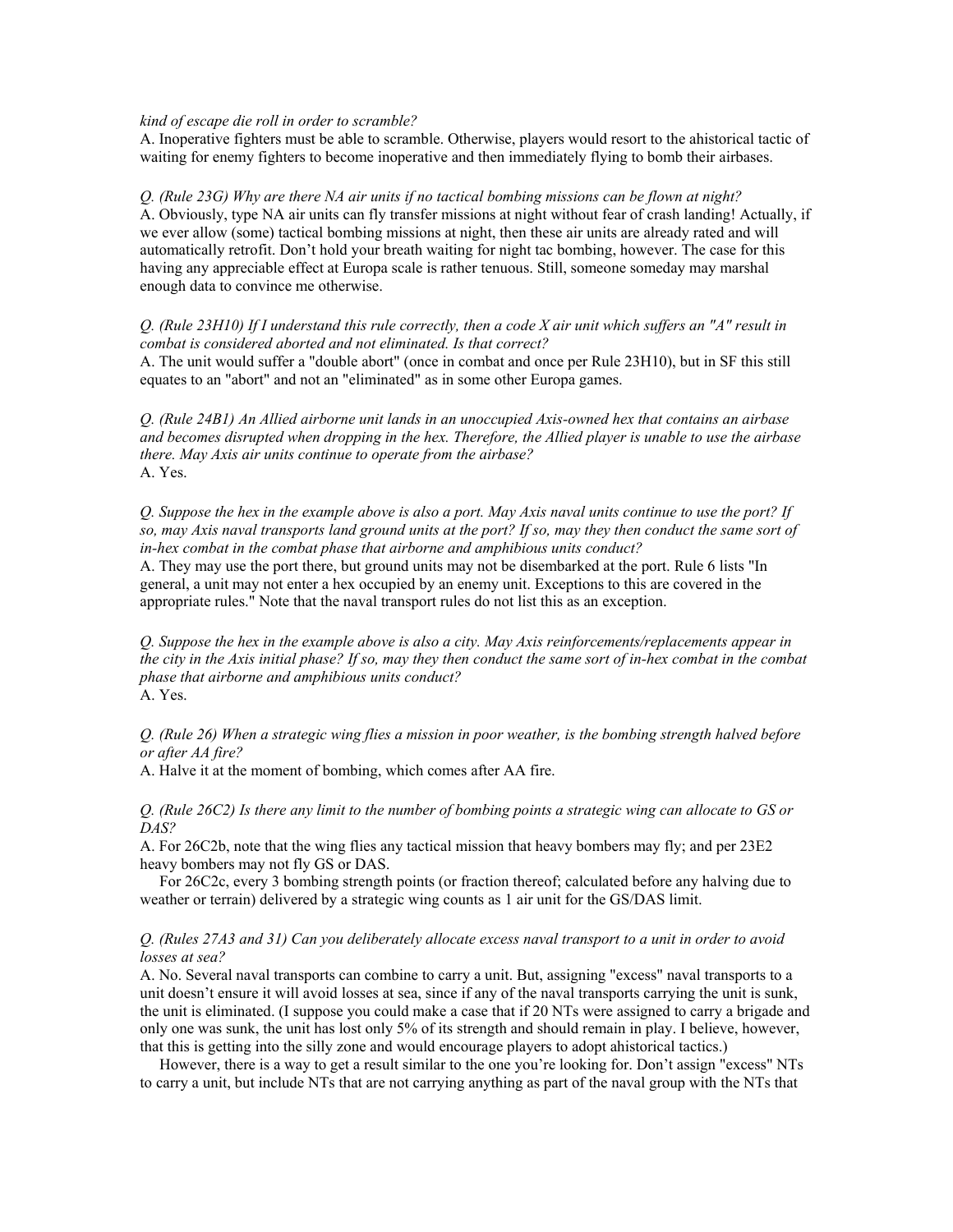*kind of escape die roll in order to scramble?*

A. Inoperative fighters must be able to scramble. Otherwise, players would resort to the ahistorical tactic of waiting for enemy fighters to become inoperative and then immediately flying to bomb their airbases.

*Q. (Rule 23G) Why are there NA air units if no tactical bombing missions can be flown at night?*

A. Obviously, type NA air units can fly transfer missions at night without fear of crash landing! Actually, if we ever allow (some) tactical bombing missions at night, then these air units are already rated and will automatically retrofit. Don't hold your breath waiting for night tac bombing, however. The case for this having any appreciable effect at Europa scale is rather tenuous. Still, someone someday may marshal enough data to convince me otherwise.

*Q. (Rule 23H10) If I understand this rule correctly, then a code X air unit which suffers an "A" result in combat is considered aborted and not eliminated. Is that correct?*

A. The unit would suffer a "double abort" (once in combat and once per Rule 23H10), but in SF this still equates to an "abort" and not an "eliminated" as in some other Europa games.

*Q. (Rule 24B1) An Allied airborne unit lands in an unoccupied Axis-owned hex that contains an airbase and becomes disrupted when dropping in the hex. Therefore, the Allied player is unable to use the airbase there. May Axis air units continue to operate from the airbase?*

A. Yes.

*Q. Suppose the hex in the example above is also a port. May Axis naval units continue to use the port? If so, may Axis naval transports land ground units at the port? If so, may they then conduct the same sort of in-hex combat in the combat phase that airborne and amphibious units conduct?*

A. They may use the port there, but ground units may not be disembarked at the port. Rule 6 lists "In general, a unit may not enter a hex occupied by an enemy unit. Exceptions to this are covered in the appropriate rules." Note that the naval transport rules do not list this as an exception.

*Q. Suppose the hex in the example above is also a city. May Axis reinforcements/replacements appear in the city in the Axis initial phase? If so, may they then conduct the same sort of in-hex combat in the combat phase that airborne and amphibious units conduct?*

A. Yes.

*Q. (Rule 26) When a strategic wing flies a mission in poor weather, is the bombing strength halved before or after AA fire?*

A. Halve it at the moment of bombing, which comes after AA fire.

*Q. (Rule 26C2) Is there any limit to the number of bombing points a strategic wing can allocate to GS or DAS?*

A. For 26C2b, note that the wing flies any tactical mission that heavy bombers may fly; and per 23E2 heavy bombers may not fly GS or DAS.

For 26C2c, every 3 bombing strength points (or fraction thereof; calculated before any halving due to weather or terrain) delivered by a strategic wing counts as 1 air unit for the GS/DAS limit.

*Q. (Rules 27A3 and 31) Can you deliberately allocate excess naval transport to a unit in order to avoid losses at sea?*

A. No. Several naval transports can combine to carry a unit. But, assigning "excess" naval transports to a unit doesn't ensure it will avoid losses at sea, since if any of the naval transports carrying the unit is sunk, the unit is eliminated. (I suppose you could make a case that if 20 NTs were assigned to carry a brigade and only one was sunk, the unit has lost only 5% of its strength and should remain in play. I believe, however, that this is getting into the silly zone and would encourage players to adopt ahistorical tactics.)

However, there is a way to get a result similar to the one you're looking for. Don't assign "excess" NTs to carry a unit, but include NTs that are not carrying anything as part of the naval group with the NTs that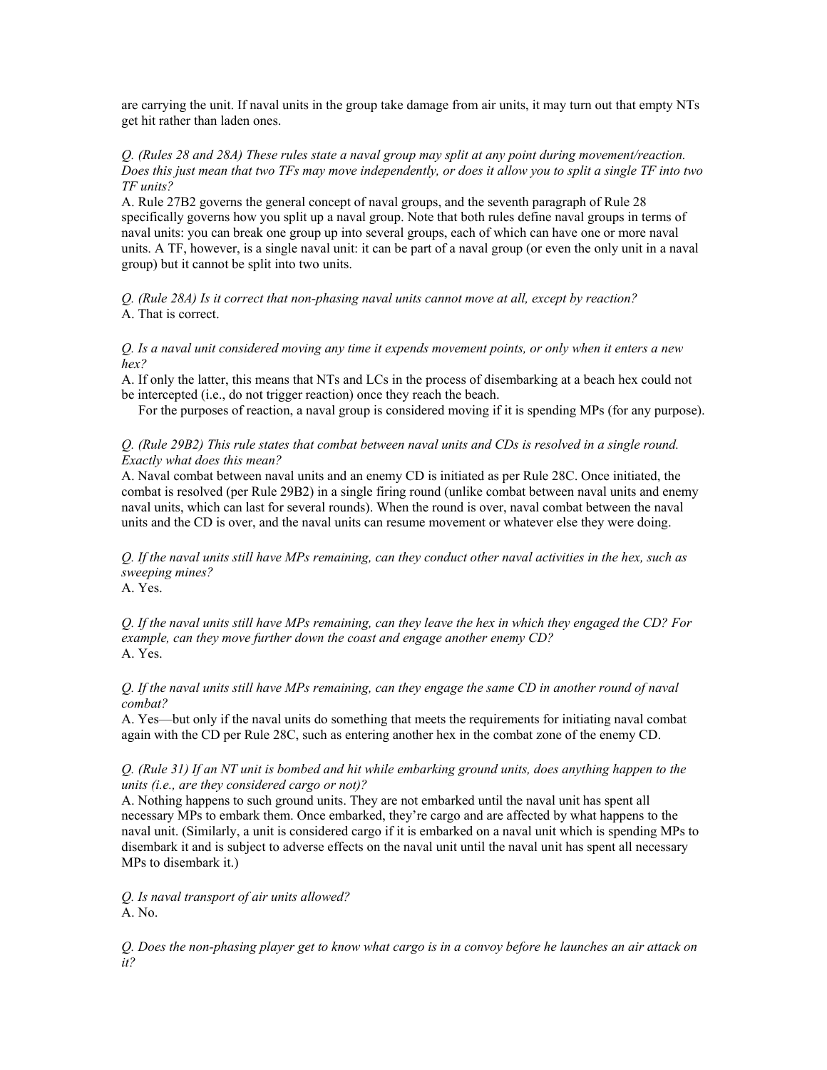are carrying the unit. If naval units in the group take damage from air units, it may turn out that empty NTs get hit rather than laden ones.

*Q. (Rules 28 and 28A) These rules state a naval group may split at any point during movement/reaction. Does this just mean that two TFs may move independently, or does it allow you to split a single TF into two TF units?*
A. Rule 27B2 governs the general concept of naval groups, and the seventh paragraph of Rule 28 specifically governs how you split up a naval group. Note that both rules define naval groups in terms of naval units: you can break one group up into several groups, each of which can have one or more naval units. A TF, however, is a single naval unit: it can be part of a naval group (or even the only unit in a naval group) but it cannot be split into two units.

*Q. (Rule 28A) Is it correct that non-phasing naval units cannot move at all, except by reaction?*
A. That is correct.

*Q. Is a naval unit considered moving any time it expends movement points, or only when it enters a new hex?*
A. If only the latter, this means that NTs and LCs in the process of disembarking at a beach hex could not be intercepted (i.e., do not trigger reaction) once they reach the beach.

For the purposes of reaction, a naval group is considered moving if it is spending MPs (for any purpose).

*Q. (Rule 29B2) This rule states that combat between naval units and CDs is resolved in a single round. Exactly what does this mean?*
A. Naval combat between naval units and an enemy CD is initiated as per Rule 28C. Once initiated, the combat is resolved (per Rule 29B2) in a single firing round (unlike combat between naval units and enemy naval units, which can last for several rounds). When the round is over, naval combat between the naval units and the CD is over, and the naval units can resume movement or whatever else they were doing.

*Q. If the naval units still have MPs remaining, can they conduct other naval activities in the hex, such as sweeping mines?*
A. Yes.

*Q. If the naval units still have MPs remaining, can they leave the hex in which they engaged the CD? For example, can they move further down the coast and engage another enemy CD?*
A. Yes.

*Q. If the naval units still have MPs remaining, can they engage the same CD in another round of naval combat?*
A. Yes—but only if the naval units do something that meets the requirements for initiating naval combat again with the CD per Rule 28C, such as entering another hex in the combat zone of the enemy CD.

*Q. (Rule 31) If an NT unit is bombed and hit while embarking ground units, does anything happen to the units (i.e., are they considered cargo or not)?*
A. Nothing happens to such ground units. They are not embarked until the naval unit has spent all necessary MPs to embark them. Once embarked, they're cargo and are affected by what happens to the naval unit. (Similarly, a unit is considered cargo if it is embarked on a naval unit which is spending MPs to disembark it and is subject to adverse effects on the naval unit until the naval unit has spent all necessary MPs to disembark it.)

*Q. Is naval transport of air units allowed?*
A. No.

*Q. Does the non-phasing player get to know what cargo is in a convoy before he launches an air attack on it?*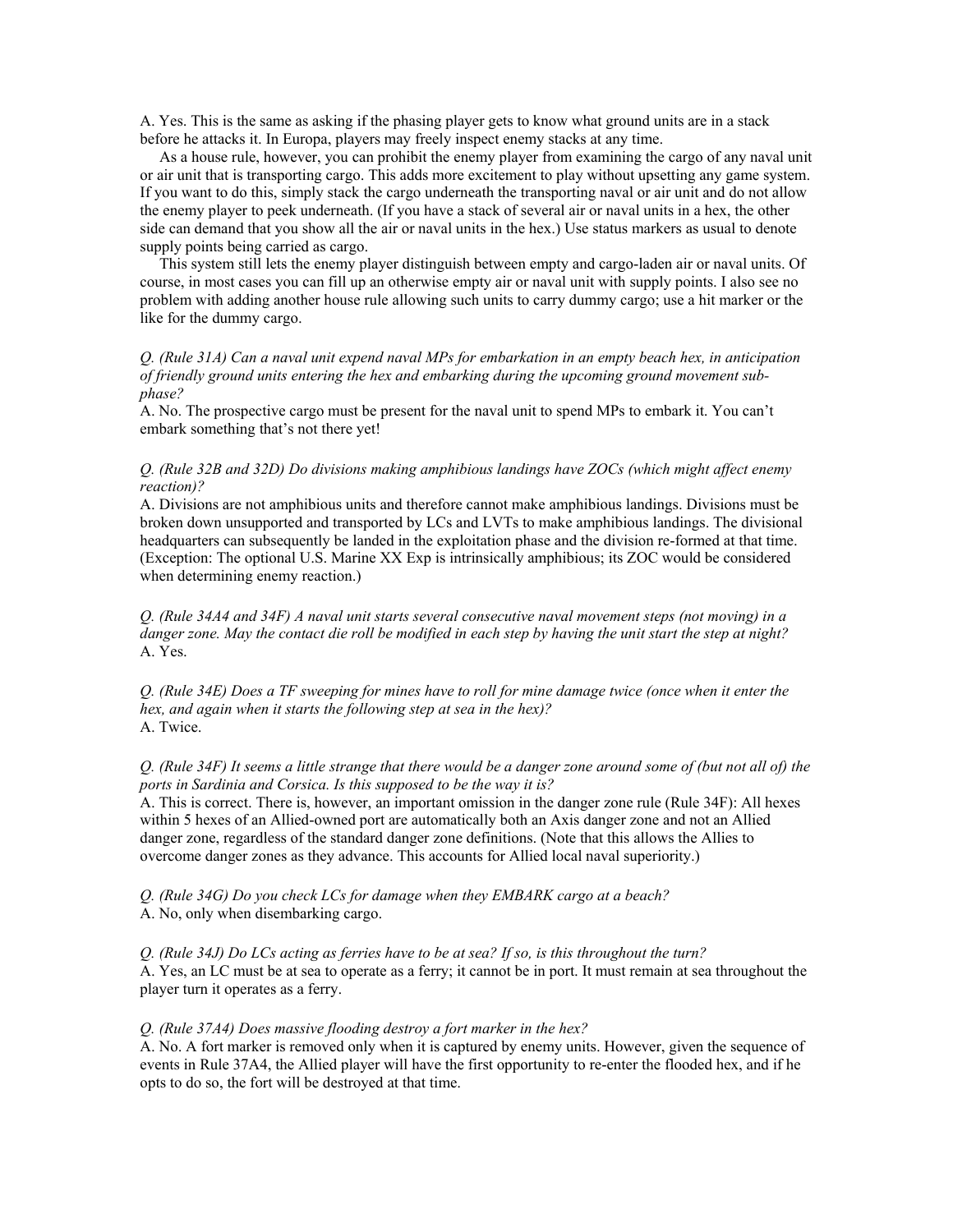A. Yes. This is the same as asking if the phasing player gets to know what ground units are in a stack before he attacks it. In Europa, players may freely inspect enemy stacks at any time.

As a house rule, however, you can prohibit the enemy player from examining the cargo of any naval unit or air unit that is transporting cargo. This adds more excitement to play without upsetting any game system. If you want to do this, simply stack the cargo underneath the transporting naval or air unit and do not allow the enemy player to peek underneath. (If you have a stack of several air or naval units in a hex, the other side can demand that you show all the air or naval units in the hex.) Use status markers as usual to denote supply points being carried as cargo.

This system still lets the enemy player distinguish between empty and cargo-laden air or naval units. Of course, in most cases you can fill up an otherwise empty air or naval unit with supply points. I also see no problem with adding another house rule allowing such units to carry dummy cargo; use a hit marker or the like for the dummy cargo.

*Q. (Rule 31A) Can a naval unit expend naval MPs for embarkation in an empty beach hex, in anticipation of friendly ground units entering the hex and embarking during the upcoming ground movement sub-phase?*
A. No. The prospective cargo must be present for the naval unit to spend MPs to embark it. You can't embark something that's not there yet!

*Q. (Rule 32B and 32D) Do divisions making amphibious landings have ZOCs (which might affect enemy reaction)?*
A. Divisions are not amphibious units and therefore cannot make amphibious landings. Divisions must be broken down unsupported and transported by LCs and LVTs to make amphibious landings. The divisional headquarters can subsequently be landed in the exploitation phase and the division re-formed at that time. (Exception: The optional U.S. Marine XX Exp is intrinsically amphibious; its ZOC would be considered when determining enemy reaction.)

*Q. (Rule 34A4 and 34F) A naval unit starts several consecutive naval movement steps (not moving) in a danger zone. May the contact die roll be modified in each step by having the unit start the step at night?*
A. Yes.

*Q. (Rule 34E) Does a TF sweeping for mines have to roll for mine damage twice (once when it enter the hex, and again when it starts the following step at sea in the hex)?*
A. Twice.

*Q. (Rule 34F) It seems a little strange that there would be a danger zone around some of (but not all of) the ports in Sardinia and Corsica. Is this supposed to be the way it is?*
A. This is correct. There is, however, an important omission in the danger zone rule (Rule 34F): All hexes within 5 hexes of an Allied-owned port are automatically both an Axis danger zone and not an Allied danger zone, regardless of the standard danger zone definitions. (Note that this allows the Allies to overcome danger zones as they advance. This accounts for Allied local naval superiority.)

*Q. (Rule 34G) Do you check LCs for damage when they EMBARK cargo at a beach?*
A. No, only when disembarking cargo.

*Q. (Rule 34J) Do LCs acting as ferries have to be at sea? If so, is this throughout the turn?*
A. Yes, an LC must be at sea to operate as a ferry; it cannot be in port. It must remain at sea throughout the player turn it operates as a ferry.

*Q. (Rule 37A4) Does massive flooding destroy a fort marker in the hex?*
A. No. A fort marker is removed only when it is captured by enemy units. However, given the sequence of events in Rule 37A4, the Allied player will have the first opportunity to re-enter the flooded hex, and if he opts to do so, the fort will be destroyed at that time.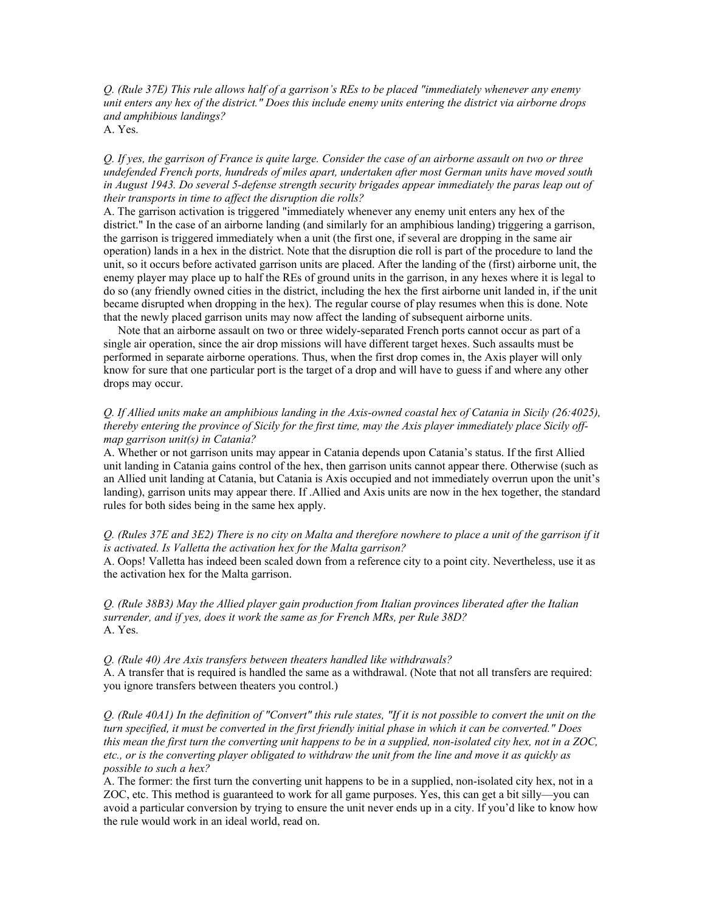*Q. (Rule 37E) This rule allows half of a garrison's REs to be placed "immediately whenever any enemy unit enters any hex of the district." Does this include enemy units entering the district via airborne drops and amphibious landings?*

A. Yes.

*Q. If yes, the garrison of France is quite large. Consider the case of an airborne assault on two or three undefended French ports, hundreds of miles apart, undertaken after most German units have moved south in August 1943. Do several 5-defense strength security brigades appear immediately the paras leap out of their transports in time to affect the disruption die rolls?*

A. The garrison activation is triggered "immediately whenever any enemy unit enters any hex of the district." In the case of an airborne landing (and similarly for an amphibious landing) triggering a garrison, the garrison is triggered immediately when a unit (the first one, if several are dropping in the same air operation) lands in a hex in the district. Note that the disruption die roll is part of the procedure to land the unit, so it occurs before activated garrison units are placed. After the landing of the (first) airborne unit, the enemy player may place up to half the REs of ground units in the garrison, in any hexes where it is legal to do so (any friendly owned cities in the district, including the hex the first airborne unit landed in, if the unit became disrupted when dropping in the hex). The regular course of play resumes when this is done. Note that the newly placed garrison units may now affect the landing of subsequent airborne units.

Note that an airborne assault on two or three widely-separated French ports cannot occur as part of a single air operation, since the air drop missions will have different target hexes. Such assaults must be performed in separate airborne operations. Thus, when the first drop comes in, the Axis player will only know for sure that one particular port is the target of a drop and will have to guess if and where any other drops may occur.

*Q. If Allied units make an amphibious landing in the Axis-owned coastal hex of Catania in Sicily (26:4025), thereby entering the province of Sicily for the first time, may the Axis player immediately place Sicily off-map garrison unit(s) in Catania?*

A. Whether or not garrison units may appear in Catania depends upon Catania's status. If the first Allied unit landing in Catania gains control of the hex, then garrison units cannot appear there. Otherwise (such as an Allied unit landing at Catania, but Catania is Axis occupied and not immediately overrun upon the unit's landing), garrison units may appear there. If .Allied and Axis units are now in the hex together, the standard rules for both sides being in the same hex apply.

*Q. (Rules 37E and 3E2) There is no city on Malta and therefore nowhere to place a unit of the garrison if it is activated. Is Valletta the activation hex for the Malta garrison?*

A. Oops! Valletta has indeed been scaled down from a reference city to a point city. Nevertheless, use it as the activation hex for the Malta garrison.

*Q. (Rule 38B3) May the Allied player gain production from Italian provinces liberated after the Italian surrender, and if yes, does it work the same as for French MRs, per Rule 38D?*

A. Yes.

*Q. (Rule 40) Are Axis transfers between theaters handled like withdrawals?*

A. A transfer that is required is handled the same as a withdrawal. (Note that not all transfers are required: you ignore transfers between theaters you control.)

*Q. (Rule 40A1) In the definition of "Convert" this rule states, "If it is not possible to convert the unit on the turn specified, it must be converted in the first friendly initial phase in which it can be converted." Does this mean the first turn the converting unit happens to be in a supplied, non-isolated city hex, not in a ZOC, etc., or is the converting player obligated to withdraw the unit from the line and move it as quickly as possible to such a hex?*

A. The former: the first turn the converting unit happens to be in a supplied, non-isolated city hex, not in a ZOC, etc. This method is guaranteed to work for all game purposes. Yes, this can get a bit silly—you can avoid a particular conversion by trying to ensure the unit never ends up in a city. If you'd like to know how the rule would work in an ideal world, read on.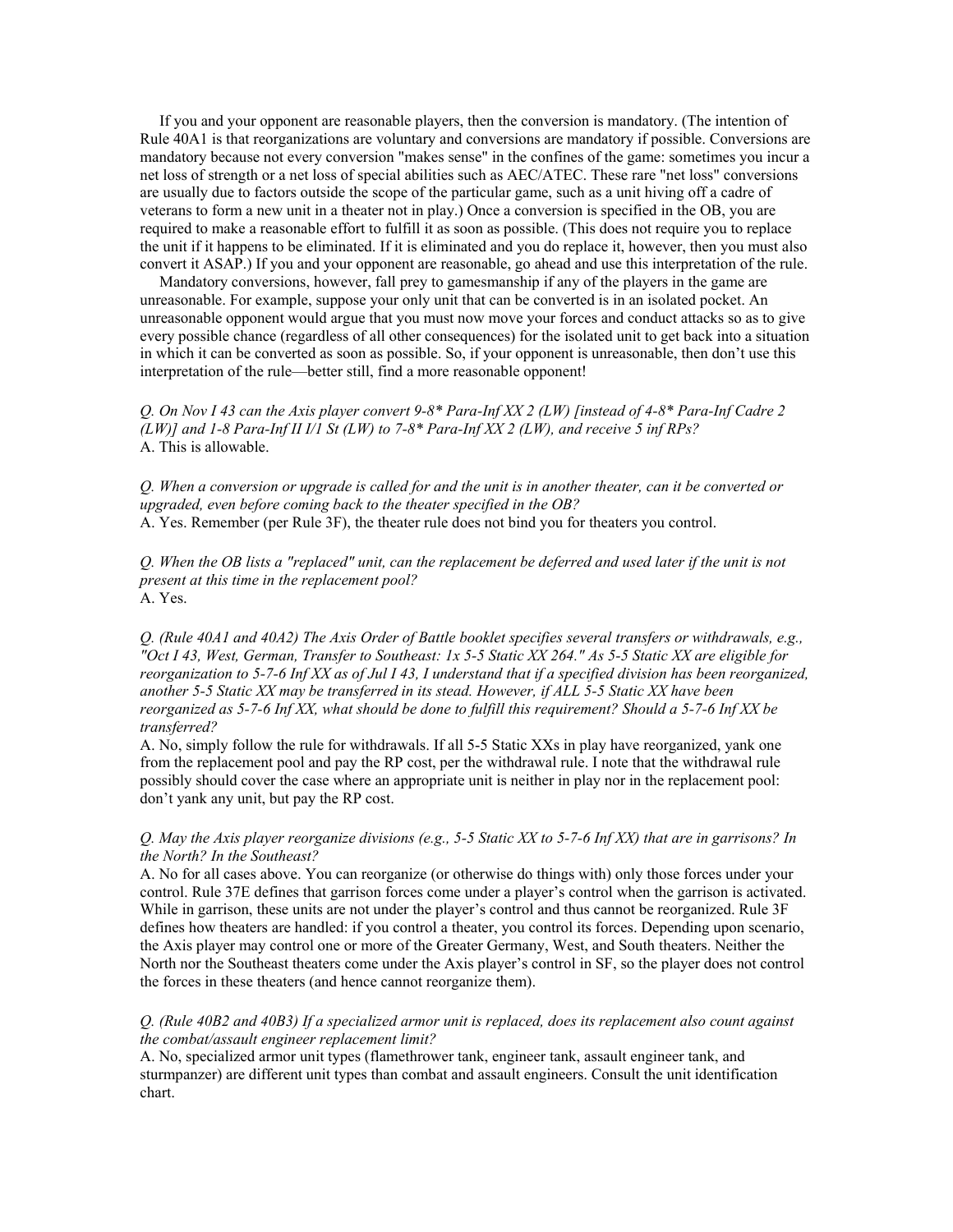If you and your opponent are reasonable players, then the conversion is mandatory. (The intention of Rule 40A1 is that reorganizations are voluntary and conversions are mandatory if possible. Conversions are mandatory because not every conversion "makes sense" in the confines of the game: sometimes you incur a net loss of strength or a net loss of special abilities such as AEC/ATEC. These rare "net loss" conversions are usually due to factors outside the scope of the particular game, such as a unit hiving off a cadre of veterans to form a new unit in a theater not in play.) Once a conversion is specified in the OB, you are required to make a reasonable effort to fulfill it as soon as possible. (This does not require you to replace the unit if it happens to be eliminated. If it is eliminated and you do replace it, however, then you must also convert it ASAP.) If you and your opponent are reasonable, go ahead and use this interpretation of the rule.

Mandatory conversions, however, fall prey to gamesmanship if any of the players in the game are unreasonable. For example, suppose your only unit that can be converted is in an isolated pocket. An unreasonable opponent would argue that you must now move your forces and conduct attacks so as to give every possible chance (regardless of all other consequences) for the isolated unit to get back into a situation in which it can be converted as soon as possible. So, if your opponent is unreasonable, then don't use this interpretation of the rule—better still, find a more reasonable opponent!

*Q. On Nov I 43 can the Axis player convert 9-8* Para-Inf XX 2 (LW) [instead of 4-8* Para-Inf Cadre 2 (LW)] and 1-8 Para-Inf II I/1 St (LW) to 7-8* Para-Inf XX 2 (LW), and receive 5 inf RPs?*
A. This is allowable.

*Q. When a conversion or upgrade is called for and the unit is in another theater, can it be converted or upgraded, even before coming back to the theater specified in the OB?*
A. Yes. Remember (per Rule 3F), the theater rule does not bind you for theaters you control.

*Q. When the OB lists a "replaced" unit, can the replacement be deferred and used later if the unit is not present at this time in the replacement pool?*
A. Yes.

*Q. (Rule 40A1 and 40A2) The Axis Order of Battle booklet specifies several transfers or withdrawals, e.g., "Oct I 43, West, German, Transfer to Southeast: 1x 5-5 Static XX 264." As 5-5 Static XX are eligible for reorganization to 5-7-6 Inf XX as of Jul I 43, I understand that if a specified division has been reorganized, another 5-5 Static XX may be transferred in its stead. However, if ALL 5-5 Static XX have been reorganized as 5-7-6 Inf XX, what should be done to fulfill this requirement? Should a 5-7-6 Inf XX be transferred?*
A. No, simply follow the rule for withdrawals. If all 5-5 Static XXs in play have reorganized, yank one from the replacement pool and pay the RP cost, per the withdrawal rule. I note that the withdrawal rule possibly should cover the case where an appropriate unit is neither in play nor in the replacement pool: don't yank any unit, but pay the RP cost.

*Q. May the Axis player reorganize divisions (e.g., 5-5 Static XX to 5-7-6 Inf XX) that are in garrisons? In the North? In the Southeast?*
A. No for all cases above. You can reorganize (or otherwise do things with) only those forces under your control. Rule 37E defines that garrison forces come under a player's control when the garrison is activated. While in garrison, these units are not under the player's control and thus cannot be reorganized. Rule 3F defines how theaters are handled: if you control a theater, you control its forces. Depending upon scenario, the Axis player may control one or more of the Greater Germany, West, and South theaters. Neither the North nor the Southeast theaters come under the Axis player's control in SF, so the player does not control the forces in these theaters (and hence cannot reorganize them).

*Q. (Rule 40B2 and 40B3) If a specialized armor unit is replaced, does its replacement also count against the combat/assault engineer replacement limit?*
A. No, specialized armor unit types (flamethrower tank, engineer tank, assault engineer tank, and sturmpanzer) are different unit types than combat and assault engineers. Consult the unit identification chart.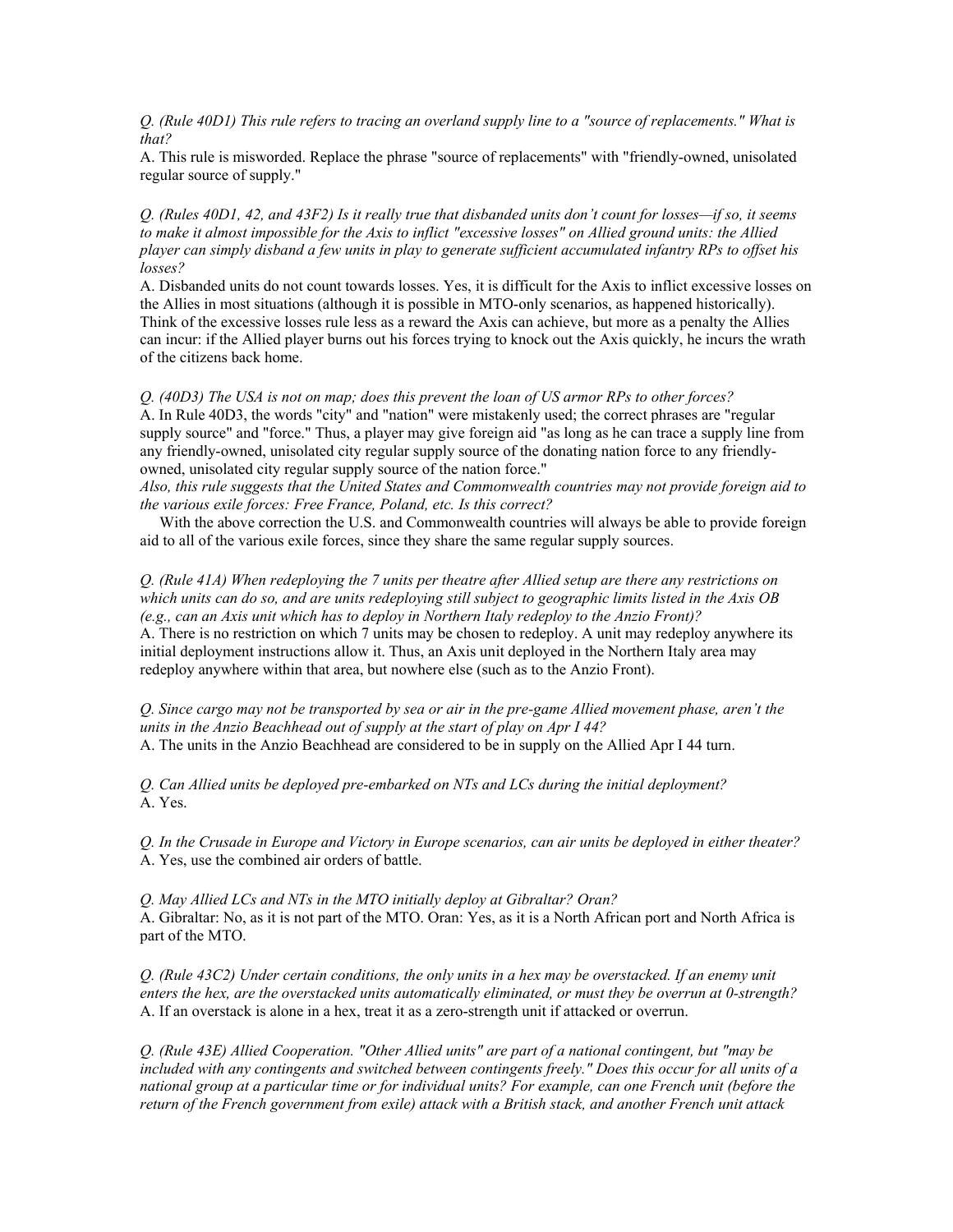*Q. (Rule 40D1) This rule refers to tracing an overland supply line to a "source of replacements." What is that?*
A. This rule is misworded. Replace the phrase "source of replacements" with "friendly-owned, unisolated regular source of supply."

*Q. (Rules 40D1, 42, and 43F2) Is it really true that disbanded units don't count for losses—if so, it seems to make it almost impossible for the Axis to inflict "excessive losses" on Allied ground units: the Allied player can simply disband a few units in play to generate sufficient accumulated infantry RPs to offset his losses?*
A. Disbanded units do not count towards losses. Yes, it is difficult for the Axis to inflict excessive losses on the Allies in most situations (although it is possible in MTO-only scenarios, as happened historically). Think of the excessive losses rule less as a reward the Axis can achieve, but more as a penalty the Allies can incur: if the Allied player burns out his forces trying to knock out the Axis quickly, he incurs the wrath of the citizens back home.

*Q. (40D3) The USA is not on map; does this prevent the loan of US armor RPs to other forces?*
A. In Rule 40D3, the words "city" and "nation" were mistakenly used; the correct phrases are "regular supply source" and "force." Thus, a player may give foreign aid "as long as he can trace a supply line from any friendly-owned, unisolated city regular supply source of the donating nation force to any friendly-owned, unisolated city regular supply source of the nation force."
*Also, this rule suggests that the United States and Commonwealth countries may not provide foreign aid to the various exile forces: Free France, Poland, etc. Is this correct?*
With the above correction the U.S. and Commonwealth countries will always be able to provide foreign aid to all of the various exile forces, since they share the same regular supply sources.

*Q. (Rule 41A) When redeploying the 7 units per theatre after Allied setup are there any restrictions on which units can do so, and are units redeploying still subject to geographic limits listed in the Axis OB (e.g., can an Axis unit which has to deploy in Northern Italy redeploy to the Anzio Front)?*
A. There is no restriction on which 7 units may be chosen to redeploy. A unit may redeploy anywhere its initial deployment instructions allow it. Thus, an Axis unit deployed in the Northern Italy area may redeploy anywhere within that area, but nowhere else (such as to the Anzio Front).

*Q. Since cargo may not be transported by sea or air in the pre-game Allied movement phase, aren't the units in the Anzio Beachhead out of supply at the start of play on Apr I 44?*
A. The units in the Anzio Beachhead are considered to be in supply on the Allied Apr I 44 turn.

*Q. Can Allied units be deployed pre-embarked on NTs and LCs during the initial deployment?*
A. Yes.

*Q. In the Crusade in Europe and Victory in Europe scenarios, can air units be deployed in either theater?*
A. Yes, use the combined air orders of battle.

*Q. May Allied LCs and NTs in the MTO initially deploy at Gibraltar? Oran?*
A. Gibraltar: No, as it is not part of the MTO. Oran: Yes, as it is a North African port and North Africa is part of the MTO.

*Q. (Rule 43C2) Under certain conditions, the only units in a hex may be overstacked. If an enemy unit enters the hex, are the overstacked units automatically eliminated, or must they be overrun at 0-strength?*
A. If an overstack is alone in a hex, treat it as a zero-strength unit if attacked or overrun.

*Q. (Rule 43E) Allied Cooperation. "Other Allied units" are part of a national contingent, but "may be included with any contingents and switched between contingents freely." Does this occur for all units of a national group at a particular time or for individual units? For example, can one French unit (before the return of the French government from exile) attack with a British stack, and another French unit attack*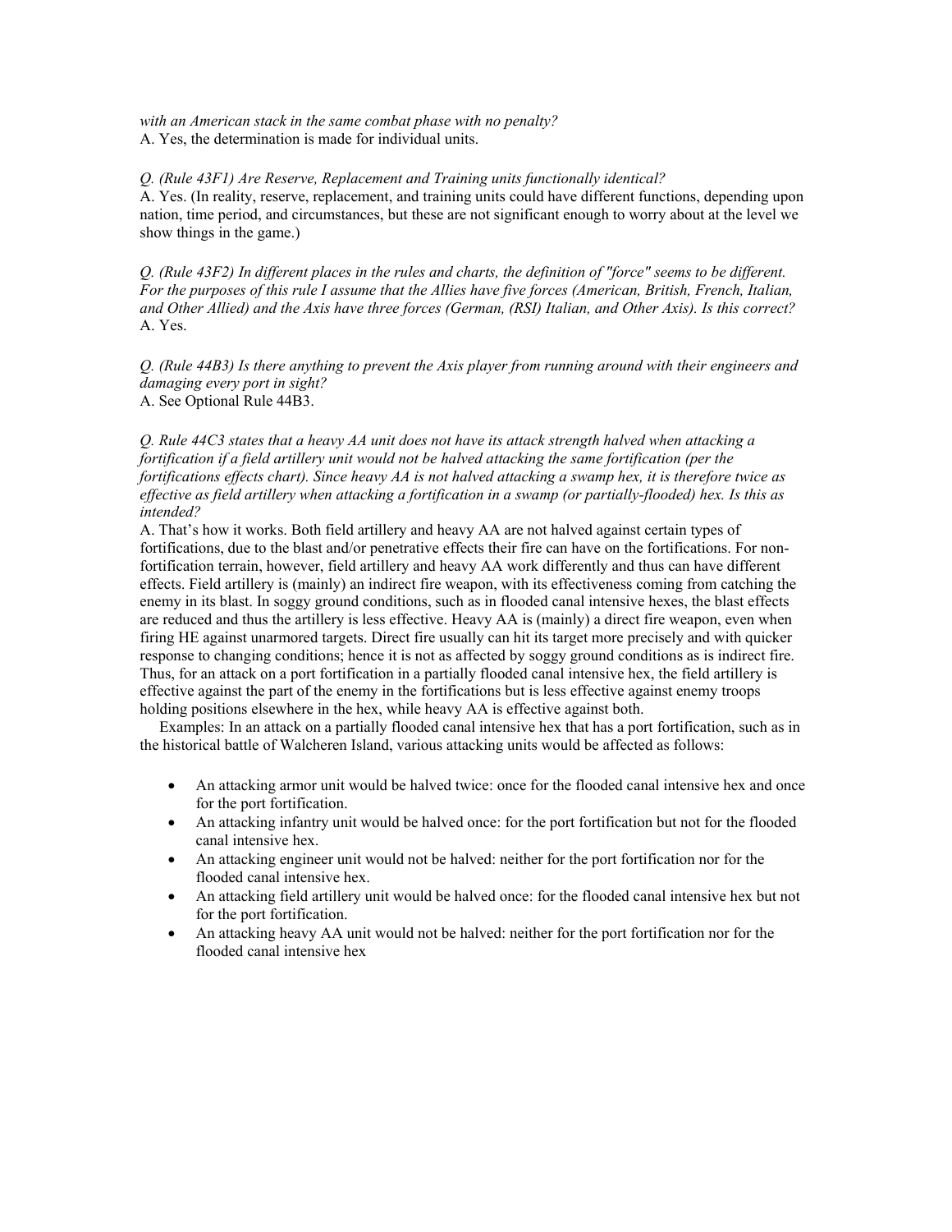*with an American stack in the same combat phase with no penalty?*
A. Yes, the determination is made for individual units.

*Q. (Rule 43F1) Are Reserve, Replacement and Training units functionally identical?*
A. Yes. (In reality, reserve, replacement, and training units could have different functions, depending upon nation, time period, and circumstances, but these are not significant enough to worry about at the level we show things in the game.)

*Q. (Rule 43F2) In different places in the rules and charts, the definition of "force" seems to be different. For the purposes of this rule I assume that the Allies have five forces (American, British, French, Italian, and Other Allied) and the Axis have three forces (German, (RSI) Italian, and Other Axis). Is this correct?*
A. Yes.

*Q. (Rule 44B3) Is there anything to prevent the Axis player from running around with their engineers and damaging every port in sight?*
A. See Optional Rule 44B3.

*Q. Rule 44C3 states that a heavy AA unit does not have its attack strength halved when attacking a fortification if a field artillery unit would not be halved attacking the same fortification (per the fortifications effects chart). Since heavy AA is not halved attacking a swamp hex, it is therefore twice as effective as field artillery when attacking a fortification in a swamp (or partially-flooded) hex. Is this as intended?*
A. That's how it works. Both field artillery and heavy AA are not halved against certain types of fortifications, due to the blast and/or penetrative effects their fire can have on the fortifications. For non-fortification terrain, however, field artillery and heavy AA work differently and thus can have different effects. Field artillery is (mainly) an indirect fire weapon, with its effectiveness coming from catching the enemy in its blast. In soggy ground conditions, such as in flooded canal intensive hexes, the blast effects are reduced and thus the artillery is less effective. Heavy AA is (mainly) a direct fire weapon, even when firing HE against unarmored targets. Direct fire usually can hit its target more precisely and with quicker response to changing conditions; hence it is not as affected by soggy ground conditions as is indirect fire. Thus, for an attack on a port fortification in a partially flooded canal intensive hex, the field artillery is effective against the part of the enemy in the fortifications but is less effective against enemy troops holding positions elsewhere in the hex, while heavy AA is effective against both.

Examples: In an attack on a partially flooded canal intensive hex that has a port fortification, such as in the historical battle of Walcheren Island, various attacking units would be affected as follows:

- An attacking armor unit would be halved twice: once for the flooded canal intensive hex and once for the port fortification.
- An attacking infantry unit would be halved once: for the port fortification but not for the flooded canal intensive hex.
- An attacking engineer unit would not be halved: neither for the port fortification nor for the flooded canal intensive hex.
- An attacking field artillery unit would be halved once: for the flooded canal intensive hex but not for the port fortification.
- An attacking heavy AA unit would not be halved: neither for the port fortification nor for the flooded canal intensive hex